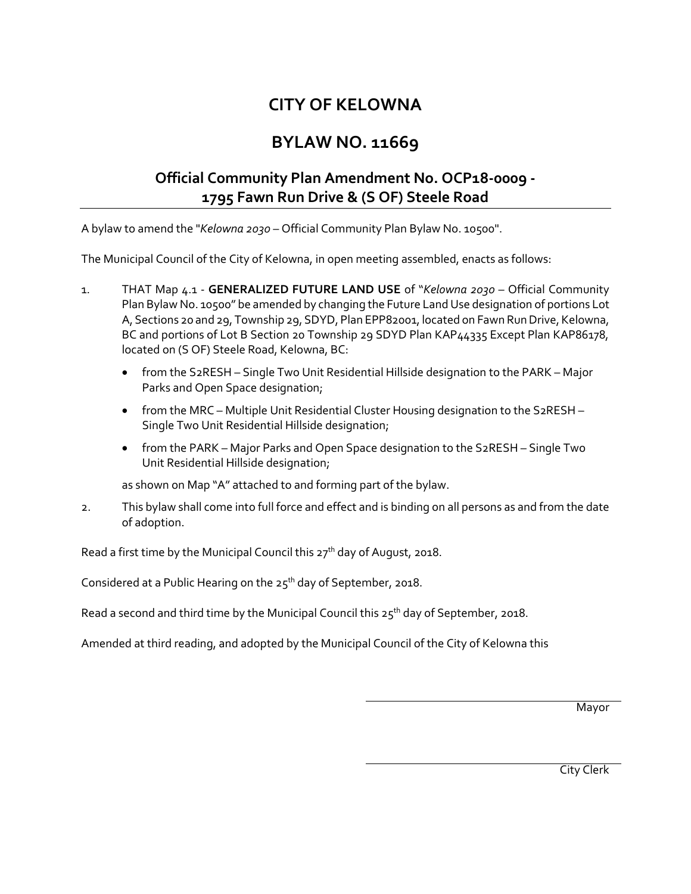# CITY OF KELOWNA

# BYLAW NO. 11669

## Official Community Plan Amendment No. OCP18-0009 - 1795 Fawn Run Drive & (S OF) Steele Road

A bylaw to amend the "*Kelowna 2030* – Official Community Plan Bylaw No. 10500".

The Municipal Council of the City of Kelowna, in open meeting assembled, enacts as follows:

1. THAT Map 4.1 - **GENERALIZED FUTURE LAND USE** of "*Kelowna 2030* – Official Community Plan Bylaw No. 10500" be amended by changing the Future Land Use designation of portions Lot A, Sections 20 and 29, Township 29, SDYD, Plan EPP82001, located on Fawn Run Drive, Kelowna, BC and portions of Lot B Section 20 Township 29 SDYD Plan KAP44335 Except Plan KAP86178, located on (S OF) Steele Road, Kelowna, BC:

   - from the S2RESH – Single Two Unit Residential Hillside designation to the PARK – Major Parks and Open Space designation;
   - from the MRC – Multiple Unit Residential Cluster Housing designation to the S2RESH – Single Two Unit Residential Hillside designation;
   - from the PARK – Major Parks and Open Space designation to the S2RESH – Single Two Unit Residential Hillside designation;

   as shown on Map "A" attached to and forming part of the bylaw.

2. This bylaw shall come into full force and effect and is binding on all persons as and from the date of adoption.

Read a first time by the Municipal Council this 27th day of August, 2018.

Considered at a Public Hearing on the 25th day of September, 2018.

Read a second and third time by the Municipal Council this 25th day of September, 2018.

Amended at third reading, and adopted by the Municipal Council of the City of Kelowna this

Mayor

City Clerk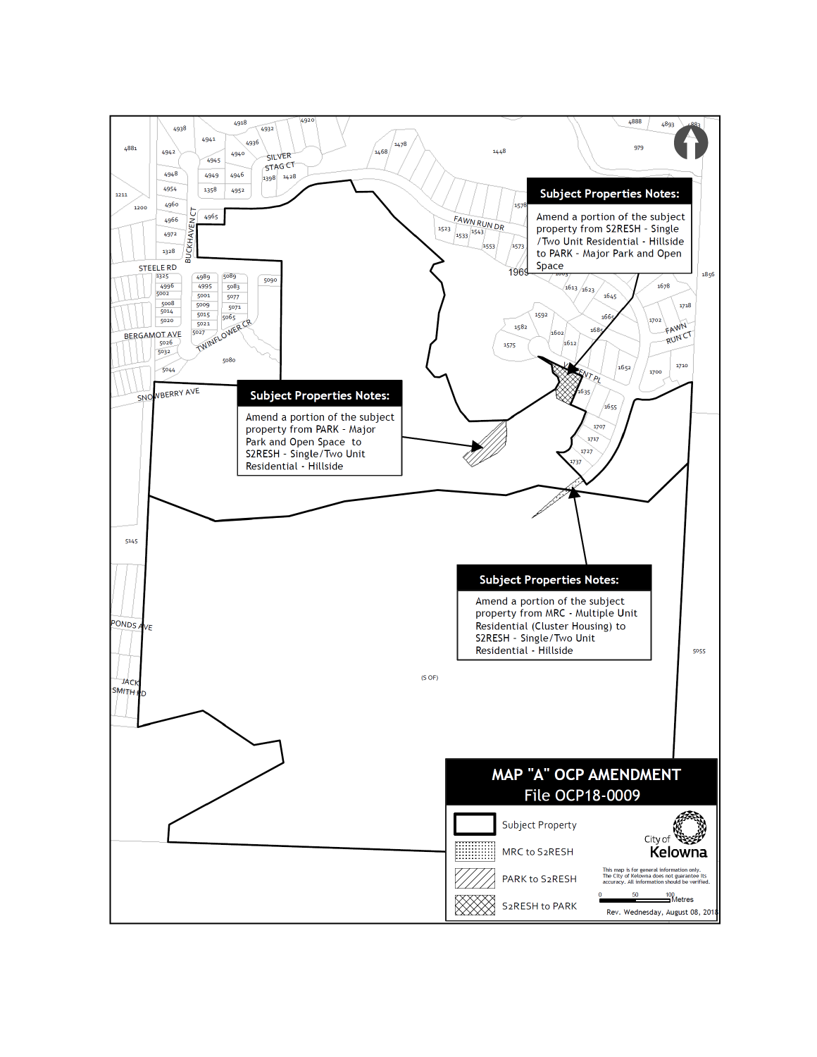**Subject Properties Notes:**

Amend a portion of the subject property from S2RESH - Single /Two Unit Residential - Hillside to PARK - Major Park and Open Space

**Subject Properties Notes:**

Amend a portion of the subject property from PARK - Major Park and Open Space to S2RESH - Single/Two Unit Residential - Hillside

**Subject Properties Notes:**

Amend a portion of the subject property from MRC - Multiple Unit Residential (Cluster Housing) to S2RESH - Single/Two Unit Residential - Hillside

# MAP "A" OCP AMENDMENT

## File OCP18-0009

Subject Property

MRC to S2RESH

PARK to S2RESH

S2RESH to PARK

City of Kelowna

This map is for general information only. The City of Kelowna does not guarantee its accuracy. All information should be verified.

0 50 100 Metres

Rev. Wednesday, August 08, 2018